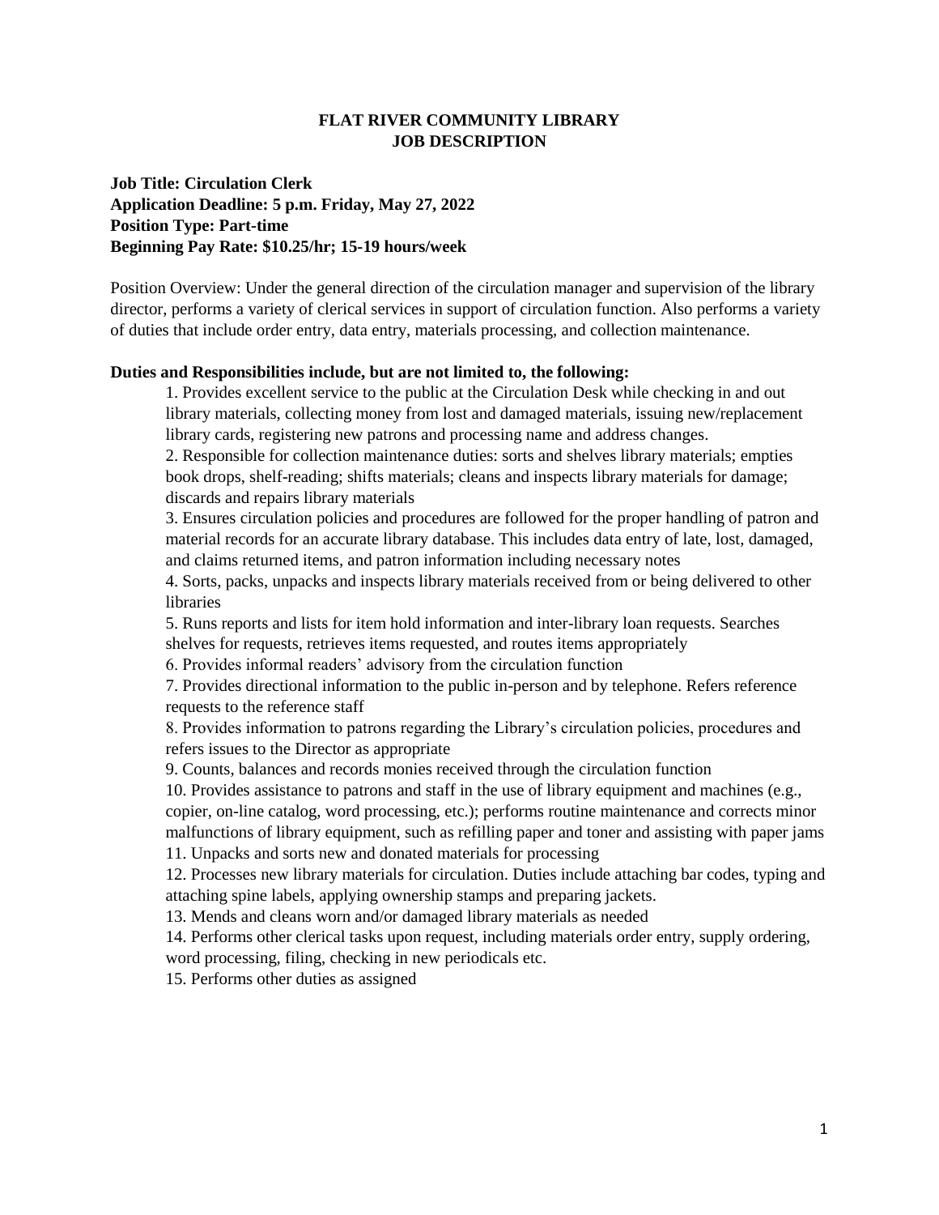# FLAT RIVER COMMUNITY LIBRARY
## JOB DESCRIPTION

**Job Title: Circulation Clerk**
**Application Deadline: 5 p.m. Friday, May 27, 2022**
**Position Type: Part-time**
**Beginning Pay Rate: $10.25/hr; 15-19 hours/week**

Position Overview: Under the general direction of the circulation manager and supervision of the library director, performs a variety of clerical services in support of circulation function. Also performs a variety of duties that include order entry, data entry, materials processing, and collection maintenance.

**Duties and Responsibilities include, but are not limited to, the following:**

1. Provides excellent service to the public at the Circulation Desk while checking in and out library materials, collecting money from lost and damaged materials, issuing new/replacement library cards, registering new patrons and processing name and address changes.
2. Responsible for collection maintenance duties: sorts and shelves library materials; empties book drops, shelf-reading; shifts materials; cleans and inspects library materials for damage; discards and repairs library materials
3. Ensures circulation policies and procedures are followed for the proper handling of patron and material records for an accurate library database. This includes data entry of late, lost, damaged, and claims returned items, and patron information including necessary notes
4. Sorts, packs, unpacks and inspects library materials received from or being delivered to other libraries
5. Runs reports and lists for item hold information and inter-library loan requests. Searches shelves for requests, retrieves items requested, and routes items appropriately
6. Provides informal readers' advisory from the circulation function
7. Provides directional information to the public in-person and by telephone. Refers reference requests to the reference staff
8. Provides information to patrons regarding the Library's circulation policies, procedures and refers issues to the Director as appropriate
9. Counts, balances and records monies received through the circulation function
10. Provides assistance to patrons and staff in the use of library equipment and machines (e.g., copier, on-line catalog, word processing, etc.); performs routine maintenance and corrects minor malfunctions of library equipment, such as refilling paper and toner and assisting with paper jams
11. Unpacks and sorts new and donated materials for processing
12. Processes new library materials for circulation. Duties include attaching bar codes, typing and attaching spine labels, applying ownership stamps and preparing jackets.
13. Mends and cleans worn and/or damaged library materials as needed
14. Performs other clerical tasks upon request, including materials order entry, supply ordering, word processing, filing, checking in new periodicals etc.
15. Performs other duties as assigned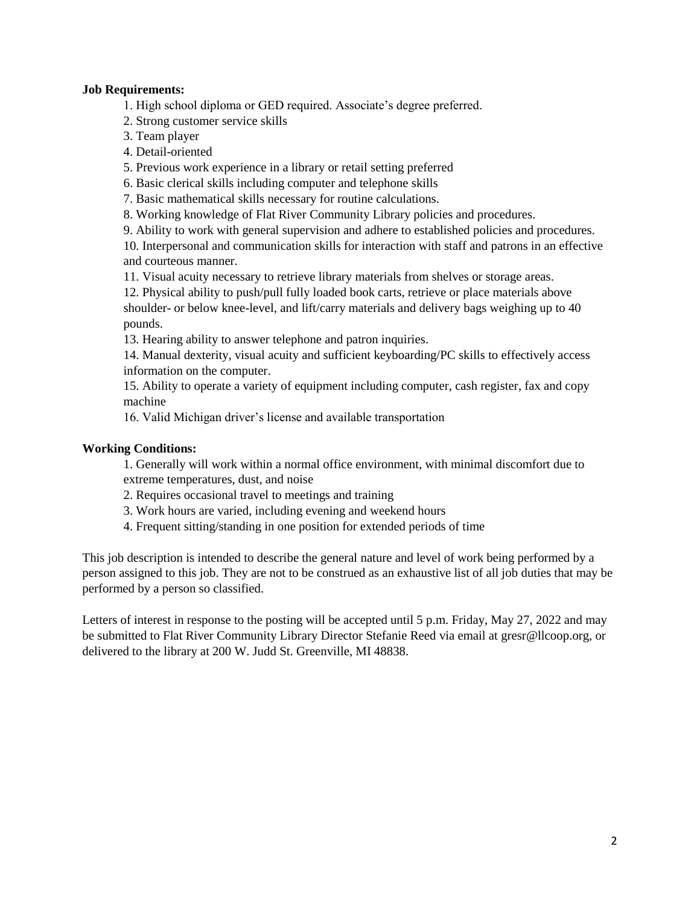**Job Requirements:**

1. High school diploma or GED required. Associate's degree preferred.
2. Strong customer service skills
3. Team player
4. Detail-oriented
5. Previous work experience in a library or retail setting preferred
6. Basic clerical skills including computer and telephone skills
7. Basic mathematical skills necessary for routine calculations.
8. Working knowledge of Flat River Community Library policies and procedures.
9. Ability to work with general supervision and adhere to established policies and procedures.
10. Interpersonal and communication skills for interaction with staff and patrons in an effective and courteous manner.
11. Visual acuity necessary to retrieve library materials from shelves or storage areas.
12. Physical ability to push/pull fully loaded book carts, retrieve or place materials above shoulder- or below knee-level, and lift/carry materials and delivery bags weighing up to 40 pounds.
13. Hearing ability to answer telephone and patron inquiries.
14. Manual dexterity, visual acuity and sufficient keyboarding/PC skills to effectively access information on the computer.
15. Ability to operate a variety of equipment including computer, cash register, fax and copy machine
16. Valid Michigan driver's license and available transportation

**Working Conditions:**

1. Generally will work within a normal office environment, with minimal discomfort due to extreme temperatures, dust, and noise
2. Requires occasional travel to meetings and training
3. Work hours are varied, including evening and weekend hours
4. Frequent sitting/standing in one position for extended periods of time

This job description is intended to describe the general nature and level of work being performed by a person assigned to this job. They are not to be construed as an exhaustive list of all job duties that may be performed by a person so classified.

Letters of interest in response to the posting will be accepted until 5 p.m. Friday, May 27, 2022 and may be submitted to Flat River Community Library Director Stefanie Reed via email at gresr@llcoop.org, or delivered to the library at 200 W. Judd St. Greenville, MI 48838.